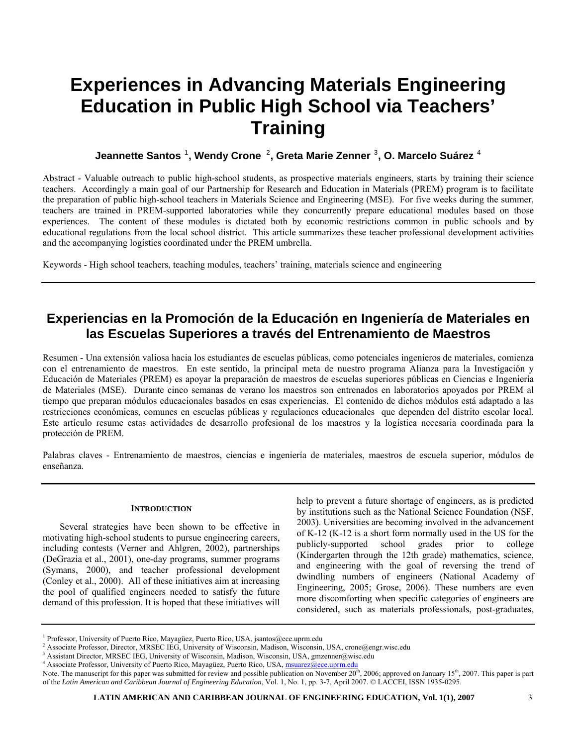# Experiences in Advancing Materials Engineering Education in Public High School via Teachers' Training

**Jeannette Santos** [1]**, Wendy Crone** [2]**, Greta Marie Zenner** [3]**, O. Marcelo Suárez** [4]

Abstract - Valuable outreach to public high-school students, as prospective materials engineers, starts by training their science teachers. Accordingly a main goal of our Partnership for Research and Education in Materials (PREM) program is to facilitate the preparation of public high-school teachers in Materials Science and Engineering (MSE). For five weeks during the summer, teachers are trained in PREM-supported laboratories while they concurrently prepare educational modules based on those experiences. The content of these modules is dictated both by economic restrictions common in public schools and by educational regulations from the local school district. This article summarizes these teacher professional development activities and the accompanying logistics coordinated under the PREM umbrella.

Keywords - High school teachers, teaching modules, teachers' training, materials science and engineering

---

## Experiencias en la Promoción de la Educación en Ingeniería de Materiales en las Escuelas Superiores a través del Entrenamiento de Maestros

Resumen - Una extensión valiosa hacia los estudiantes de escuelas públicas, como potenciales ingenieros de materiales, comienza con el entrenamiento de maestros. En este sentido, la principal meta de nuestro programa Alianza para la Investigación y Educación de Materiales (PREM) es apoyar la preparación de maestros de escuelas superiores públicas en Ciencias e Ingeniería de Materiales (MSE). Durante cinco semanas de verano los maestros son entrenados en laboratorios apoyados por PREM al tiempo que preparan módulos educacionales basados en esas experiencias. El contenido de dichos módulos está adaptado a las restricciones económicas, comunes en escuelas públicas y regulaciones educacionales que dependen del distrito escolar local. Este artículo resume estas actividades de desarrollo profesional de los maestros y la logística necesaria coordinada para la protección de PREM.

Palabras claves - Entrenamiento de maestros, ciencias e ingeniería de materiales, maestros de escuela superior, módulos de enseñanza.

---

### INTRODUCTION

Several strategies have been shown to be effective in motivating high-school students to pursue engineering careers, including contests (Verner and Ahlgren, 2002), partnerships (DeGrazia et al., 2001), one-day programs, summer programs (Symans, 2000), and teacher professional development (Conley et al., 2000). All of these initiatives aim at increasing the pool of qualified engineers needed to satisfy the future demand of this profession. It is hoped that these initiatives will help to prevent a future shortage of engineers, as is predicted by institutions such as the National Science Foundation (NSF, 2003). Universities are becoming involved in the advancement of K-12 (K-12 is a short form normally used in the US for the publicly-supported school grades prior to college (Kindergarten through the 12th grade) mathematics, science, and engineering with the goal of reversing the trend of dwindling numbers of engineers (National Academy of Engineering, 2005; Grose, 2006). These numbers are even more discomforting when specific categories of engineers are considered, such as materials professionals, post-graduates,

---

[1] Professor, University of Puerto Rico, Mayagüez, Puerto Rico, USA, jsantos@ece.uprm.edu
[2] Associate Professor, Director, MRSEC IEG, University of Wisconsin, Madison, Wisconsin, USA, crone@engr.wisc.edu
[3] Assistant Director, MRSEC IEG, University of Wisconsin, Madison, Wisconsin, USA, gmzenner@wisc.edu
[4] Associate Professor, University of Puerto Rico, Mayagüez, Puerto Rico, USA, msuarez@ece.uprm.edu

Note. The manuscript for this paper was submitted for review and possible publication on November 20th, 2006; approved on January 15th, 2007. This paper is part of the *Latin American and Caribbean Journal of Engineering Education*, Vol. 1, No. 1, pp. 3-7, April 2007. © LACCEI, ISSN 1935-0295.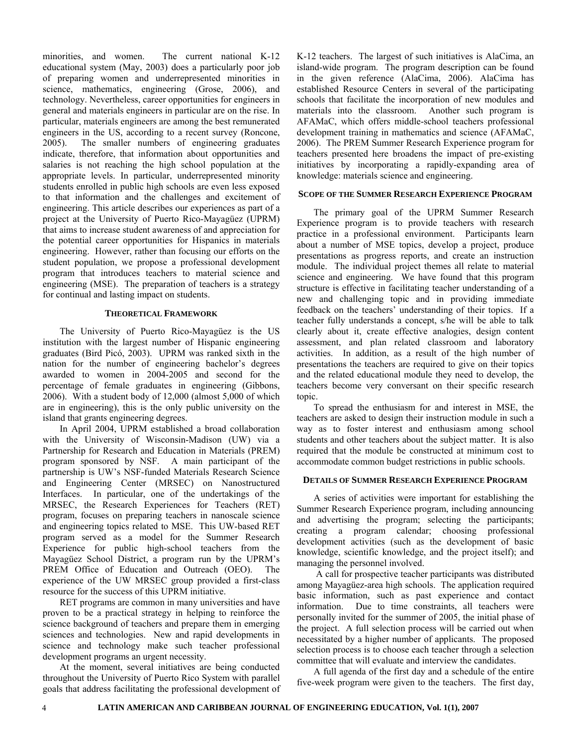minorities, and women. The current national K-12 educational system (May, 2003) does a particularly poor job of preparing women and underrepresented minorities in science, mathematics, engineering (Grose, 2006), and technology. Nevertheless, career opportunities for engineers in general and materials engineers in particular are on the rise. In particular, materials engineers are among the best remunerated engineers in the US, according to a recent survey (Roncone, 2005). The smaller numbers of engineering graduates indicate, therefore, that information about opportunities and salaries is not reaching the high school population at the appropriate levels. In particular, underrepresented minority students enrolled in public high schools are even less exposed to that information and the challenges and excitement of engineering. This article describes our experiences as part of a project at the University of Puerto Rico-Mayagüez (UPRM) that aims to increase student awareness of and appreciation for the potential career opportunities for Hispanics in materials engineering. However, rather than focusing our efforts on the student population, we propose a professional development program that introduces teachers to material science and engineering (MSE). The preparation of teachers is a strategy for continual and lasting impact on students.

## THEORETICAL FRAMEWORK

The University of Puerto Rico-Mayagüez is the US institution with the largest number of Hispanic engineering graduates (Bird Picó, 2003). UPRM was ranked sixth in the nation for the number of engineering bachelor's degrees awarded to women in 2004-2005 and second for the percentage of female graduates in engineering (Gibbons, 2006). With a student body of 12,000 (almost 5,000 of which are in engineering), this is the only public university on the island that grants engineering degrees.

In April 2004, UPRM established a broad collaboration with the University of Wisconsin-Madison (UW) via a Partnership for Research and Education in Materials (PREM) program sponsored by NSF. A main participant of the partnership is UW's NSF-funded Materials Research Science and Engineering Center (MRSEC) on Nanostructured Interfaces. In particular, one of the undertakings of the MRSEC, the Research Experiences for Teachers (RET) program, focuses on preparing teachers in nanoscale science and engineering topics related to MSE. This UW-based RET program served as a model for the Summer Research Experience for public high-school teachers from the Mayagüez School District, a program run by the UPRM's PREM Office of Education and Outreach (OEO). The experience of the UW MRSEC group provided a first-class resource for the success of this UPRM initiative.

RET programs are common in many universities and have proven to be a practical strategy in helping to reinforce the science background of teachers and prepare them in emerging sciences and technologies. New and rapid developments in science and technology make such teacher professional development programs an urgent necessity.

At the moment, several initiatives are being conducted throughout the University of Puerto Rico System with parallel goals that address facilitating the professional development of K-12 teachers. The largest of such initiatives is AlaCima, an island-wide program. The program description can be found in the given reference (AlaCima, 2006). AlaCima has established Resource Centers in several of the participating schools that facilitate the incorporation of new modules and materials into the classroom. Another such program is AFAMaC, which offers middle-school teachers professional development training in mathematics and science (AFAMaC, 2006). The PREM Summer Research Experience program for teachers presented here broadens the impact of pre-existing initiatives by incorporating a rapidly-expanding area of knowledge: materials science and engineering.

## SCOPE OF THE SUMMER RESEARCH EXPERIENCE PROGRAM

The primary goal of the UPRM Summer Research Experience program is to provide teachers with research practice in a professional environment. Participants learn about a number of MSE topics, develop a project, produce presentations as progress reports, and create an instruction module. The individual project themes all relate to material science and engineering. We have found that this program structure is effective in facilitating teacher understanding of a new and challenging topic and in providing immediate feedback on the teachers' understanding of their topics. If a teacher fully understands a concept, s/he will be able to talk clearly about it, create effective analogies, design content assessment, and plan related classroom and laboratory activities. In addition, as a result of the high number of presentations the teachers are required to give on their topics and the related educational module they need to develop, the teachers become very conversant on their specific research topic.

To spread the enthusiasm for and interest in MSE, the teachers are asked to design their instruction module in such a way as to foster interest and enthusiasm among school students and other teachers about the subject matter. It is also required that the module be constructed at minimum cost to accommodate common budget restrictions in public schools.

## DETAILS OF SUMMER RESEARCH EXPERIENCE PROGRAM

A series of activities were important for establishing the Summer Research Experience program, including announcing and advertising the program; selecting the participants; creating a program calendar; choosing professional development activities (such as the development of basic knowledge, scientific knowledge, and the project itself); and managing the personnel involved.

A call for prospective teacher participants was distributed among Mayagüez-area high schools. The application required basic information, such as past experience and contact information. Due to time constraints, all teachers were personally invited for the summer of 2005, the initial phase of the project. A full selection process will be carried out when necessitated by a higher number of applicants. The proposed selection process is to choose each teacher through a selection committee that will evaluate and interview the candidates.

A full agenda of the first day and a schedule of the entire five-week program were given to the teachers. The first day,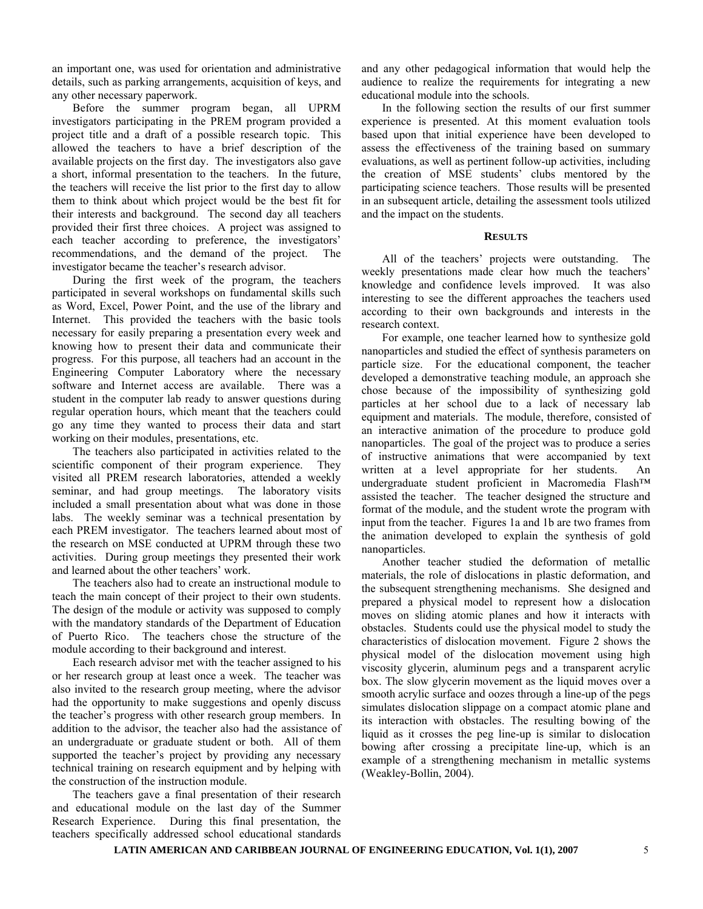an important one, was used for orientation and administrative details, such as parking arrangements, acquisition of keys, and any other necessary paperwork.

Before the summer program began, all UPRM investigators participating in the PREM program provided a project title and a draft of a possible research topic. This allowed the teachers to have a brief description of the available projects on the first day. The investigators also gave a short, informal presentation to the teachers. In the future, the teachers will receive the list prior to the first day to allow them to think about which project would be the best fit for their interests and background. The second day all teachers provided their first three choices. A project was assigned to each teacher according to preference, the investigators' recommendations, and the demand of the project. The investigator became the teacher's research advisor.

During the first week of the program, the teachers participated in several workshops on fundamental skills such as Word, Excel, Power Point, and the use of the library and Internet. This provided the teachers with the basic tools necessary for easily preparing a presentation every week and knowing how to present their data and communicate their progress. For this purpose, all teachers had an account in the Engineering Computer Laboratory where the necessary software and Internet access are available. There was a student in the computer lab ready to answer questions during regular operation hours, which meant that the teachers could go any time they wanted to process their data and start working on their modules, presentations, etc.

The teachers also participated in activities related to the scientific component of their program experience. They visited all PREM research laboratories, attended a weekly seminar, and had group meetings. The laboratory visits included a small presentation about what was done in those labs. The weekly seminar was a technical presentation by each PREM investigator. The teachers learned about most of the research on MSE conducted at UPRM through these two activities. During group meetings they presented their work and learned about the other teachers' work.

The teachers also had to create an instructional module to teach the main concept of their project to their own students. The design of the module or activity was supposed to comply with the mandatory standards of the Department of Education of Puerto Rico. The teachers chose the structure of the module according to their background and interest.

Each research advisor met with the teacher assigned to his or her research group at least once a week. The teacher was also invited to the research group meeting, where the advisor had the opportunity to make suggestions and openly discuss the teacher's progress with other research group members. In addition to the advisor, the teacher also had the assistance of an undergraduate or graduate student or both. All of them supported the teacher's project by providing any necessary technical training on research equipment and by helping with the construction of the instruction module.

The teachers gave a final presentation of their research and educational module on the last day of the Summer Research Experience. During this final presentation, the teachers specifically addressed school educational standards and any other pedagogical information that would help the audience to realize the requirements for integrating a new educational module into the schools.

In the following section the results of our first summer experience is presented. At this moment evaluation tools based upon that initial experience have been developed to assess the effectiveness of the training based on summary evaluations, as well as pertinent follow-up activities, including the creation of MSE students' clubs mentored by the participating science teachers. Those results will be presented in an subsequent article, detailing the assessment tools utilized and the impact on the students.

## RESULTS

All of the teachers' projects were outstanding. The weekly presentations made clear how much the teachers' knowledge and confidence levels improved. It was also interesting to see the different approaches the teachers used according to their own backgrounds and interests in the research context.

For example, one teacher learned how to synthesize gold nanoparticles and studied the effect of synthesis parameters on particle size. For the educational component, the teacher developed a demonstrative teaching module, an approach she chose because of the impossibility of synthesizing gold particles at her school due to a lack of necessary lab equipment and materials. The module, therefore, consisted of an interactive animation of the procedure to produce gold nanoparticles. The goal of the project was to produce a series of instructive animations that were accompanied by text written at a level appropriate for her students. An undergraduate student proficient in Macromedia Flash™ assisted the teacher. The teacher designed the structure and format of the module, and the student wrote the program with input from the teacher. Figures 1a and 1b are two frames from the animation developed to explain the synthesis of gold nanoparticles.

Another teacher studied the deformation of metallic materials, the role of dislocations in plastic deformation, and the subsequent strengthening mechanisms. She designed and prepared a physical model to represent how a dislocation moves on sliding atomic planes and how it interacts with obstacles. Students could use the physical model to study the characteristics of dislocation movement. Figure 2 shows the physical model of the dislocation movement using high viscosity glycerin, aluminum pegs and a transparent acrylic box. The slow glycerin movement as the liquid moves over a smooth acrylic surface and oozes through a line-up of the pegs simulates dislocation slippage on a compact atomic plane and its interaction with obstacles. The resulting bowing of the liquid as it crosses the peg line-up is similar to dislocation bowing after crossing a precipitate line-up, which is an example of a strengthening mechanism in metallic systems (Weakley-Bollin, 2004).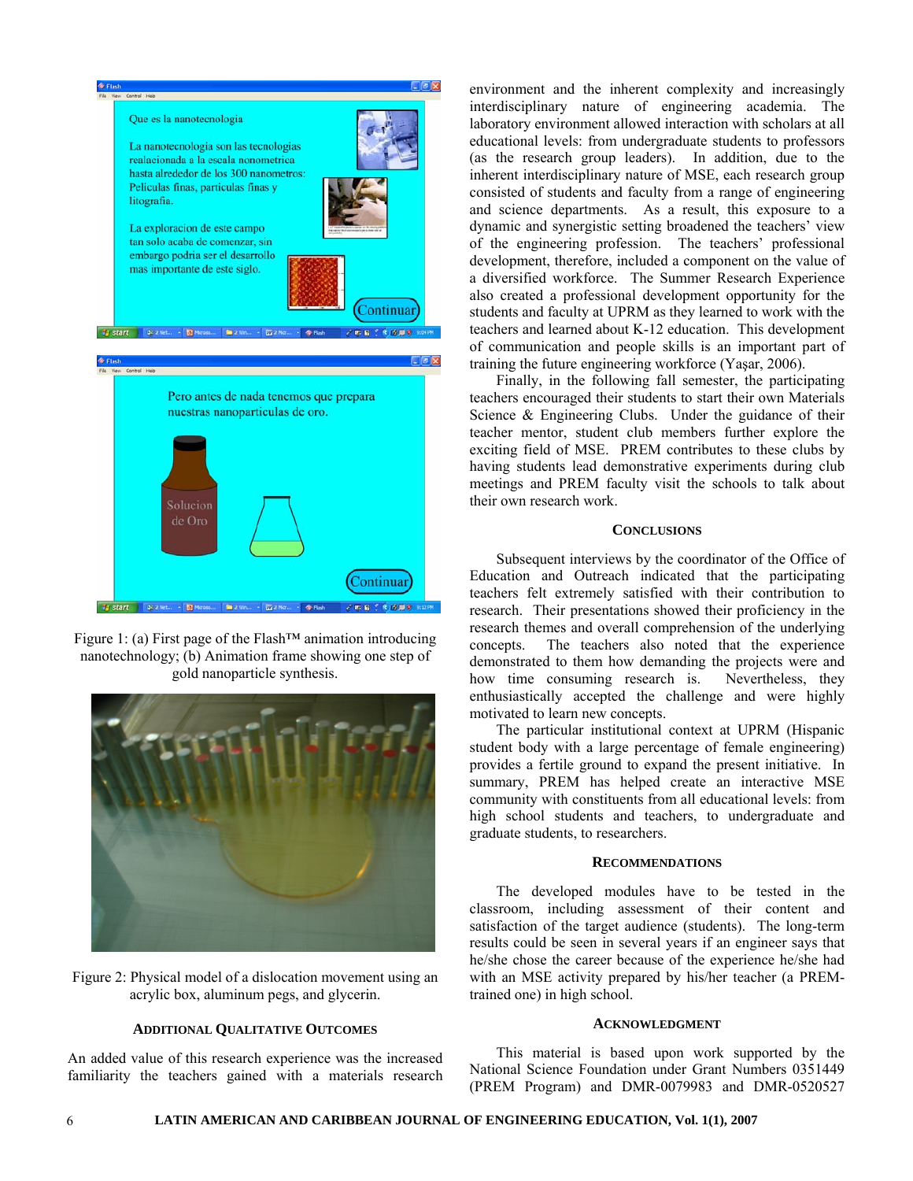Figure 1: (a) First page of the Flash™ animation introducing nanotechnology; (b) Animation frame showing one step of gold nanoparticle synthesis.

Figure 2: Physical model of a dislocation movement using an acrylic box, aluminum pegs, and glycerin.

### ADDITIONAL QUALITATIVE OUTCOMES

An added value of this research experience was the increased familiarity the teachers gained with a materials research environment and the inherent complexity and increasingly interdisciplinary nature of engineering academia. The laboratory environment allowed interaction with scholars at all educational levels: from undergraduate students to professors (as the research group leaders). In addition, due to the inherent interdisciplinary nature of MSE, each research group consisted of students and faculty from a range of engineering and science departments. As a result, this exposure to a dynamic and synergistic setting broadened the teachers' view of the engineering profession. The teachers' professional development, therefore, included a component on the value of a diversified workforce. The Summer Research Experience also created a professional development opportunity for the students and faculty at UPRM as they learned to work with the teachers and learned about K-12 education. This development of communication and people skills is an important part of training the future engineering workforce (Yaşar, 2006).

Finally, in the following fall semester, the participating teachers encouraged their students to start their own Materials Science & Engineering Clubs. Under the guidance of their teacher mentor, student club members further explore the exciting field of MSE. PREM contributes to these clubs by having students lead demonstrative experiments during club meetings and PREM faculty visit the schools to talk about their own research work.

### CONCLUSIONS

Subsequent interviews by the coordinator of the Office of Education and Outreach indicated that the participating teachers felt extremely satisfied with their contribution to research. Their presentations showed their proficiency in the research themes and overall comprehension of the underlying concepts. The teachers also noted that the experience demonstrated to them how demanding the projects were and how time consuming research is. Nevertheless, they enthusiastically accepted the challenge and were highly motivated to learn new concepts.

The particular institutional context at UPRM (Hispanic student body with a large percentage of female engineering) provides a fertile ground to expand the present initiative. In summary, PREM has helped create an interactive MSE community with constituents from all educational levels: from high school students and teachers, to undergraduate and graduate students, to researchers.

### RECOMMENDATIONS

The developed modules have to be tested in the classroom, including assessment of their content and satisfaction of the target audience (students). The long-term results could be seen in several years if an engineer says that he/she chose the career because of the experience he/she had with an MSE activity prepared by his/her teacher (a PREM-trained one) in high school.

### ACKNOWLEDGMENT

This material is based upon work supported by the National Science Foundation under Grant Numbers 0351449 (PREM Program) and DMR-0079983 and DMR-0520527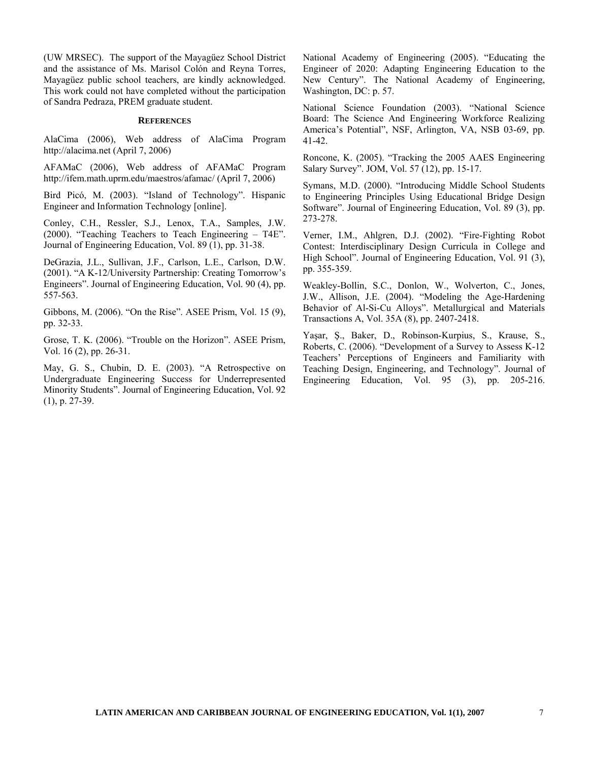(UW MRSEC). The support of the Mayagüez School District and the assistance of Ms. Marisol Colón and Reyna Torres, Mayagüez public school teachers, are kindly acknowledged. This work could not have completed without the participation of Sandra Pedraza, PREM graduate student.

## REFERENCES

AlaCima (2006), Web address of AlaCima Program http://alacima.net (April 7, 2006)

AFAMaC (2006), Web address of AFAMaC Program http://ifem.math.uprm.edu/maestros/afamac/ (April 7, 2006)

Bird Picó, M. (2003). "Island of Technology". Hispanic Engineer and Information Technology [online].

Conley, C.H., Ressler, S.J., Lenox, T.A., Samples, J.W. (2000). "Teaching Teachers to Teach Engineering – T4E". Journal of Engineering Education, Vol. 89 (1), pp. 31-38.

DeGrazia, J.L., Sullivan, J.F., Carlson, L.E., Carlson, D.W. (2001). "A K-12/University Partnership: Creating Tomorrow's Engineers". Journal of Engineering Education, Vol. 90 (4), pp. 557-563.

Gibbons, M. (2006). "On the Rise". ASEE Prism, Vol. 15 (9), pp. 32-33.

Grose, T. K. (2006). "Trouble on the Horizon". ASEE Prism, Vol. 16 (2), pp. 26-31.

May, G. S., Chubin, D. E. (2003). "A Retrospective on Undergraduate Engineering Success for Underrepresented Minority Students". Journal of Engineering Education, Vol. 92 (1), p. 27-39.

National Academy of Engineering (2005). "Educating the Engineer of 2020: Adapting Engineering Education to the New Century". The National Academy of Engineering, Washington, DC: p. 57.

National Science Foundation (2003). "National Science Board: The Science And Engineering Workforce Realizing America's Potential", NSF, Arlington, VA, NSB 03-69, pp. 41-42.

Roncone, K. (2005). "Tracking the 2005 AAES Engineering Salary Survey". JOM, Vol. 57 (12), pp. 15-17.

Symans, M.D. (2000). "Introducing Middle School Students to Engineering Principles Using Educational Bridge Design Software". Journal of Engineering Education, Vol. 89 (3), pp. 273-278.

Verner, I.M., Ahlgren, D.J. (2002). "Fire-Fighting Robot Contest: Interdisciplinary Design Curricula in College and High School". Journal of Engineering Education, Vol. 91 (3), pp. 355-359.

Weakley-Bollin, S.C., Donlon, W., Wolverton, C., Jones, J.W., Allison, J.E. (2004). "Modeling the Age-Hardening Behavior of Al-Si-Cu Alloys". Metallurgical and Materials Transactions A, Vol. 35A (8), pp. 2407-2418.

Yaşar, Ş., Baker, D., Robinson-Kurpius, S., Krause, S., Roberts, C. (2006). "Development of a Survey to Assess K-12 Teachers' Perceptions of Engineers and Familiarity with Teaching Design, Engineering, and Technology". Journal of Engineering Education, Vol. 95 (3), pp. 205-216.